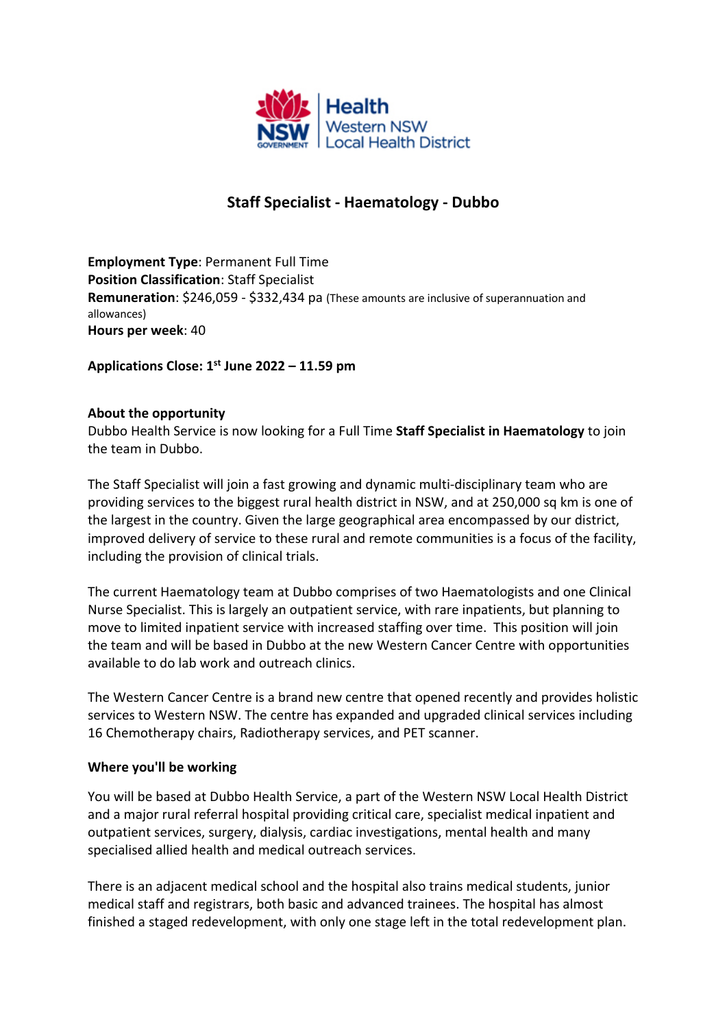# Staff Specialist - Haematology - Dubbo

**Employment Type**: Permanent Full Time
**Position Classification**: Staff Specialist
**Remuneration**: $246,059 - $332,434 pa (These amounts are inclusive of superannuation and allowances)
**Hours per week**: 40

**Applications Close: 1st June 2022 – 11.59 pm**

**About the opportunity**

Dubbo Health Service is now looking for a Full Time **Staff Specialist in Haematology** to join the team in Dubbo.

The Staff Specialist will join a fast growing and dynamic multi-disciplinary team who are providing services to the biggest rural health district in NSW, and at 250,000 sq km is one of the largest in the country. Given the large geographical area encompassed by our district, improved delivery of service to these rural and remote communities is a focus of the facility, including the provision of clinical trials.

The current Haematology team at Dubbo comprises of two Haematologists and one Clinical Nurse Specialist. This is largely an outpatient service, with rare inpatients, but planning to move to limited inpatient service with increased staffing over time. This position will join the team and will be based in Dubbo at the new Western Cancer Centre with opportunities available to do lab work and outreach clinics.

The Western Cancer Centre is a brand new centre that opened recently and provides holistic services to Western NSW. The centre has expanded and upgraded clinical services including 16 Chemotherapy chairs, Radiotherapy services, and PET scanner.

**Where you'll be working**

You will be based at Dubbo Health Service, a part of the Western NSW Local Health District and a major rural referral hospital providing critical care, specialist medical inpatient and outpatient services, surgery, dialysis, cardiac investigations, mental health and many specialised allied health and medical outreach services.

There is an adjacent medical school and the hospital also trains medical students, junior medical staff and registrars, both basic and advanced trainees. The hospital has almost finished a staged redevelopment, with only one stage left in the total redevelopment plan.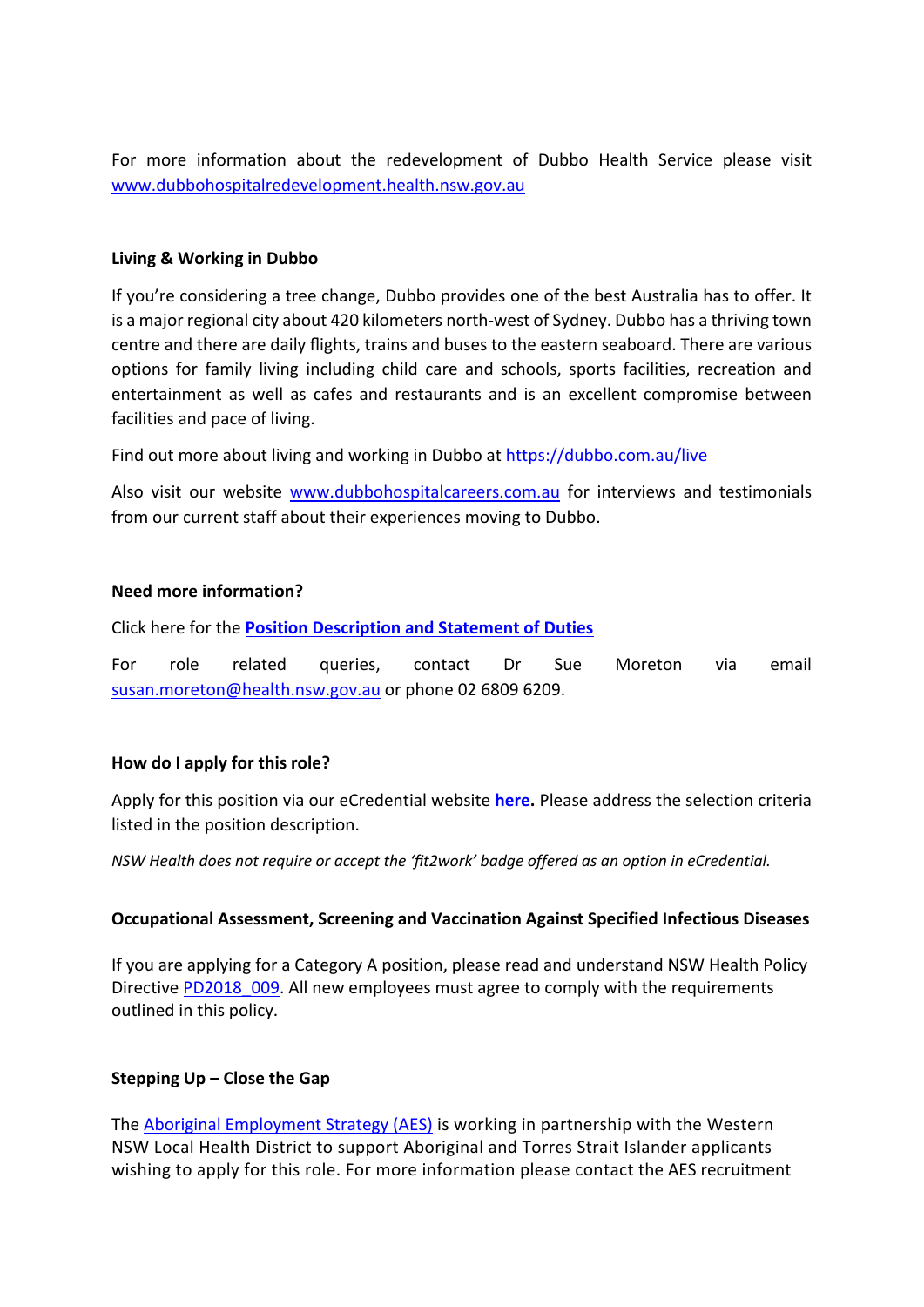For more information about the redevelopment of Dubbo Health Service please visit www.dubbohospitalredevelopment.health.nsw.gov.au

**Living & Working in Dubbo**

If you're considering a tree change, Dubbo provides one of the best Australia has to offer. It is a major regional city about 420 kilometers north-west of Sydney. Dubbo has a thriving town centre and there are daily flights, trains and buses to the eastern seaboard. There are various options for family living including child care and schools, sports facilities, recreation and entertainment as well as cafes and restaurants and is an excellent compromise between facilities and pace of living.

Find out more about living and working in Dubbo at https://dubbo.com.au/live

Also visit our website www.dubbohospitalcareers.com.au for interviews and testimonials from our current staff about their experiences moving to Dubbo.

**Need more information?**

Click here for the **Position Description and Statement of Duties**

For role related queries, contact Dr Sue Moreton via email susan.moreton@health.nsw.gov.au or phone 02 6809 6209.

**How do I apply for this role?**

Apply for this position via our eCredential website **here**. Please address the selection criteria listed in the position description.

*NSW Health does not require or accept the 'fit2work' badge offered as an option in eCredential.*

**Occupational Assessment, Screening and Vaccination Against Specified Infectious Diseases**

If you are applying for a Category A position, please read and understand NSW Health Policy Directive PD2018_009. All new employees must agree to comply with the requirements outlined in this policy.

**Stepping Up – Close the Gap**

The Aboriginal Employment Strategy (AES) is working in partnership with the Western NSW Local Health District to support Aboriginal and Torres Strait Islander applicants wishing to apply for this role. For more information please contact the AES recruitment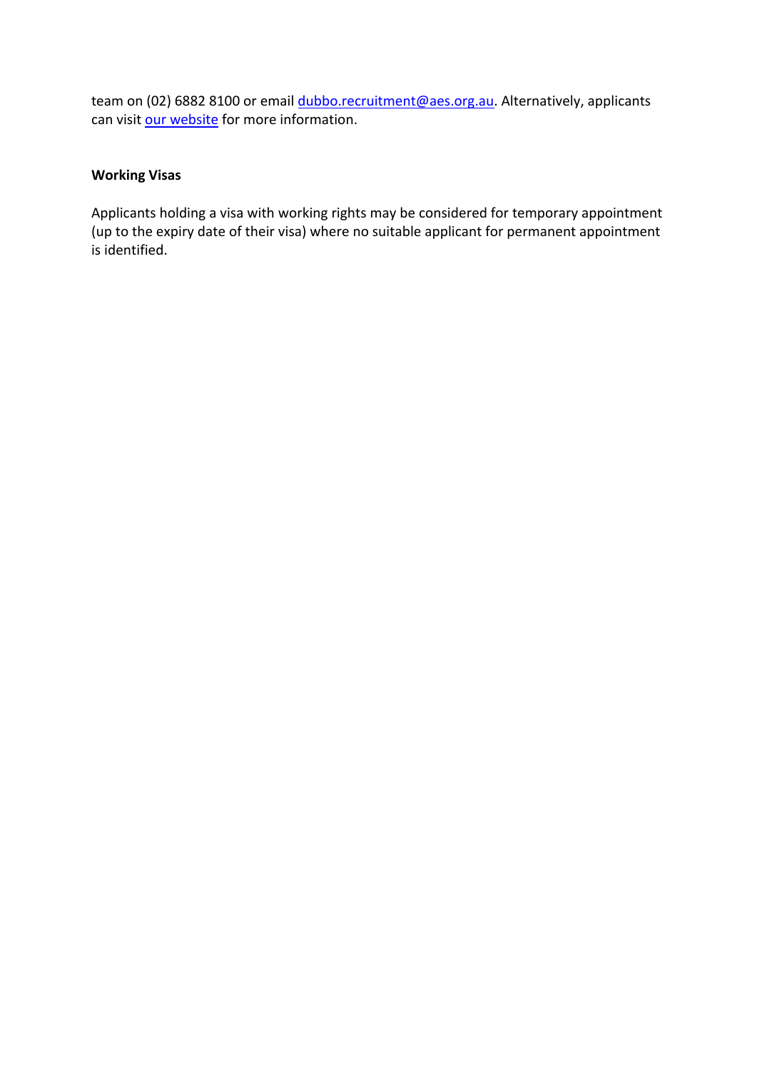team on (02) 6882 8100 or email [dubbo.recruitment@aes.org.au](mailto:dubbo.recruitment@aes.org.au). Alternatively, applicants can visit our website for more information.

**Working Visas**

Applicants holding a visa with working rights may be considered for temporary appointment (up to the expiry date of their visa) where no suitable applicant for permanent appointment is identified.